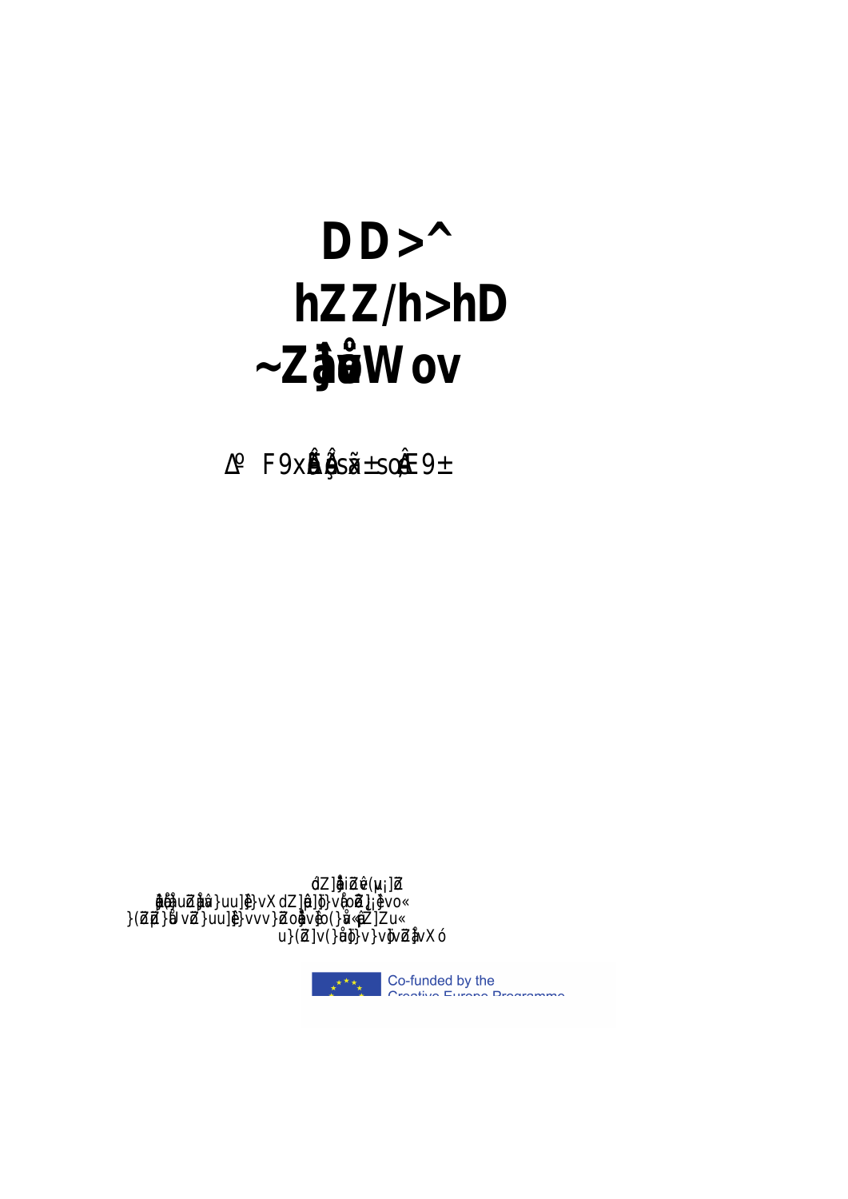# DD>^

# hZZ/h>hD

# ~ZåûWov

Co-funded by the Creative Europe Programme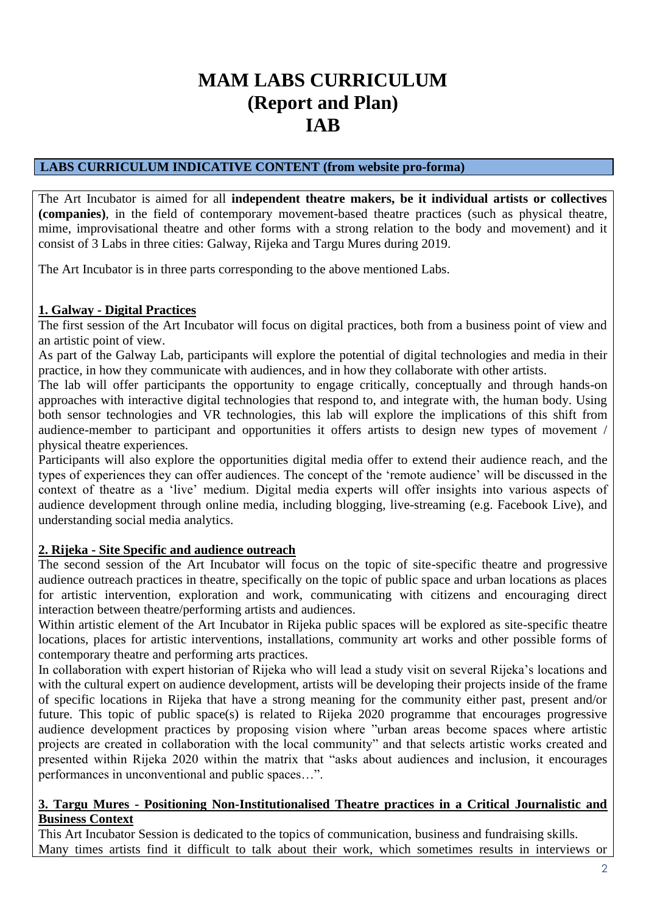# MAM LABS CURRICULUM
# (Report and Plan)
# IAB

## LABS CURRICULUM INDICATIVE CONTENT (from website pro-forma)

The Art Incubator is aimed for all **independent theatre makers, be it individual artists or collectives (companies)**, in the field of contemporary movement-based theatre practices (such as physical theatre, mime, improvisational theatre and other forms with a strong relation to the body and movement) and it consist of 3 Labs in three cities: Galway, Rijeka and Targu Mures during 2019.

The Art Incubator is in three parts corresponding to the above mentioned Labs.

### 1. Galway - Digital Practices

The first session of the Art Incubator will focus on digital practices, both from a business point of view and an artistic point of view.

As part of the Galway Lab, participants will explore the potential of digital technologies and media in their practice, in how they communicate with audiences, and in how they collaborate with other artists.

The lab will offer participants the opportunity to engage critically, conceptually and through hands-on approaches with interactive digital technologies that respond to, and integrate with, the human body. Using both sensor technologies and VR technologies, this lab will explore the implications of this shift from audience-member to participant and opportunities it offers artists to design new types of movement / physical theatre experiences.

Participants will also explore the opportunities digital media offer to extend their audience reach, and the types of experiences they can offer audiences. The concept of the 'remote audience' will be discussed in the context of theatre as a 'live' medium. Digital media experts will offer insights into various aspects of audience development through online media, including blogging, live-streaming (e.g. Facebook Live), and understanding social media analytics.

### 2. Rijeka - Site Specific and audience outreach

The second session of the Art Incubator will focus on the topic of site-specific theatre and progressive audience outreach practices in theatre, specifically on the topic of public space and urban locations as places for artistic intervention, exploration and work, communicating with citizens and encouraging direct interaction between theatre/performing artists and audiences.

Within artistic element of the Art Incubator in Rijeka public spaces will be explored as site-specific theatre locations, places for artistic interventions, installations, community art works and other possible forms of contemporary theatre and performing arts practices.

In collaboration with expert historian of Rijeka who will lead a study visit on several Rijeka's locations and with the cultural expert on audience development, artists will be developing their projects inside of the frame of specific locations in Rijeka that have a strong meaning for the community either past, present and/or future. This topic of public space(s) is related to Rijeka 2020 programme that encourages progressive audience development practices by proposing vision where "urban areas become spaces where artistic projects are created in collaboration with the local community" and that selects artistic works created and presented within Rijeka 2020 within the matrix that "asks about audiences and inclusion, it encourages performances in unconventional and public spaces…".

### 3. Targu Mures - Positioning Non-Institutionalised Theatre practices in a Critical Journalistic and Business Context

This Art Incubator Session is dedicated to the topics of communication, business and fundraising skills.

Many times artists find it difficult to talk about their work, which sometimes results in interviews or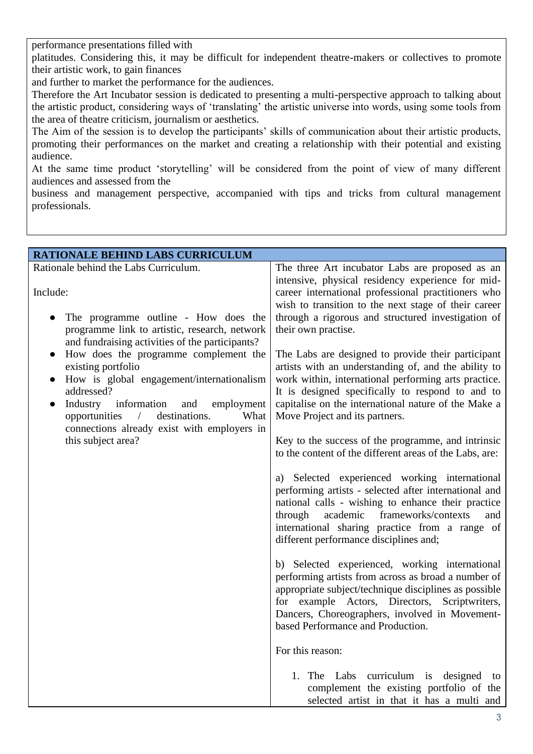performance presentations filled with
platitudes. Considering this, it may be difficult for independent theatre-makers or collectives to promote their artistic work, to gain finances
and further to market the performance for the audiences.
Therefore the Art Incubator session is dedicated to presenting a multi-perspective approach to talking about the artistic product, considering ways of 'translating' the artistic universe into words, using some tools from the area of theatre criticism, journalism or aesthetics.
The Aim of the session is to develop the participants' skills of communication about their artistic products, promoting their performances on the market and creating a relationship with their potential and existing audience.
At the same time product 'storytelling' will be considered from the point of view of many different audiences and assessed from the
business and management perspective, accompanied with tips and tricks from cultural management professionals.

| **RATIONALE BEHIND LABS CURRICULUM** | |
|---|---|
| Rationale behind the Labs Curriculum.<br><br>Include:<br><br>● The programme outline - How does the programme link to artistic, research, network and fundraising activities of the participants?<br>● How does the programme complement the existing portfolio<br>● How is global engagement/internationalism addressed?<br>● Industry information and employment opportunities / destinations. What connections already exist with employers in this subject area? | The three Art incubator Labs are proposed as an intensive, physical residency experience for mid-career international professional practitioners who wish to transition to the next stage of their career through a rigorous and structured investigation of their own practise.<br><br>The Labs are designed to provide their participant artists with an understanding of, and the ability to work within, international performing arts practice. It is designed specifically to respond to and to capitalise on the international nature of the Make a Move Project and its partners.<br><br>Key to the success of the programme, and intrinsic to the content of the different areas of the Labs, are:<br><br>a) Selected experienced working international performing artists - selected after international and national calls - wishing to enhance their practice through academic frameworks/contexts and international sharing practice from a range of different performance disciplines and;<br><br>b) Selected experienced, working international performing artists from across as broad a number of appropriate subject/technique disciplines as possible for example Actors, Directors, Scriptwriters, Dancers, Choreographers, involved in Movement-based Performance and Production.<br><br>For this reason:<br><br>1. The Labs curriculum is designed to complement the existing portfolio of the selected artist in that it has a multi and |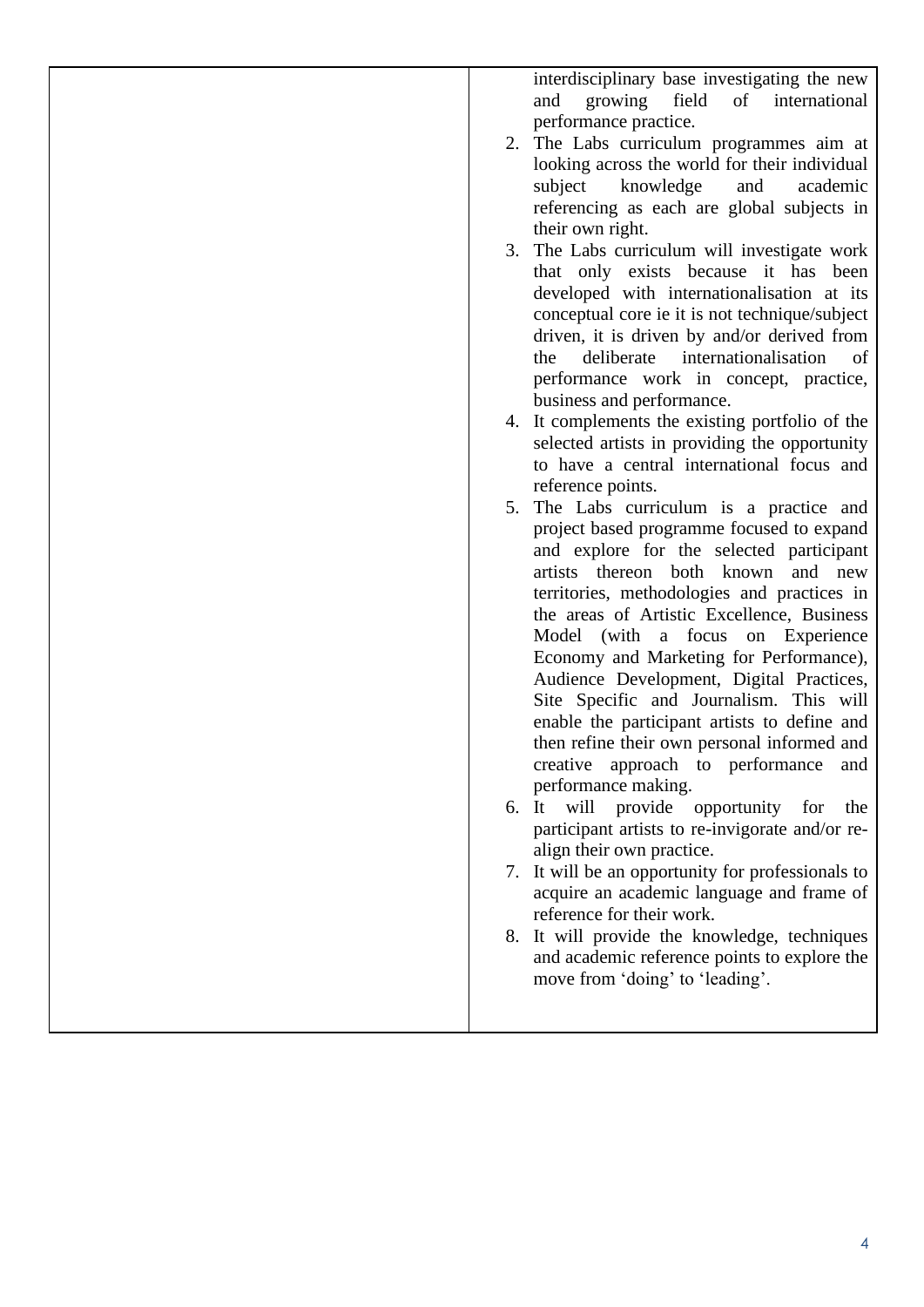| | |
|---|---|
| | interdisciplinary base investigating the new and growing field of international performance practice.<br>2. The Labs curriculum programmes aim at looking across the world for their individual subject knowledge and academic referencing as each are global subjects in their own right.<br>3. The Labs curriculum will investigate work that only exists because it has been developed with internationalisation at its conceptual core ie it is not technique/subject driven, it is driven by and/or derived from the deliberate internationalisation of performance work in concept, practice, business and performance.<br>4. It complements the existing portfolio of the selected artists in providing the opportunity to have a central international focus and reference points.<br>5. The Labs curriculum is a practice and project based programme focused to expand and explore for the selected participant artists thereon both known and new territories, methodologies and practices in the areas of Artistic Excellence, Business Model (with a focus on Experience Economy and Marketing for Performance), Audience Development, Digital Practices, Site Specific and Journalism. This will enable the participant artists to define and then refine their own personal informed and creative approach to performance and performance making.<br>6. It will provide opportunity for the participant artists to re-invigorate and/or re-align their own practice.<br>7. It will be an opportunity for professionals to acquire an academic language and frame of reference for their work.<br>8. It will provide the knowledge, techniques and academic reference points to explore the move from 'doing' to 'leading'. |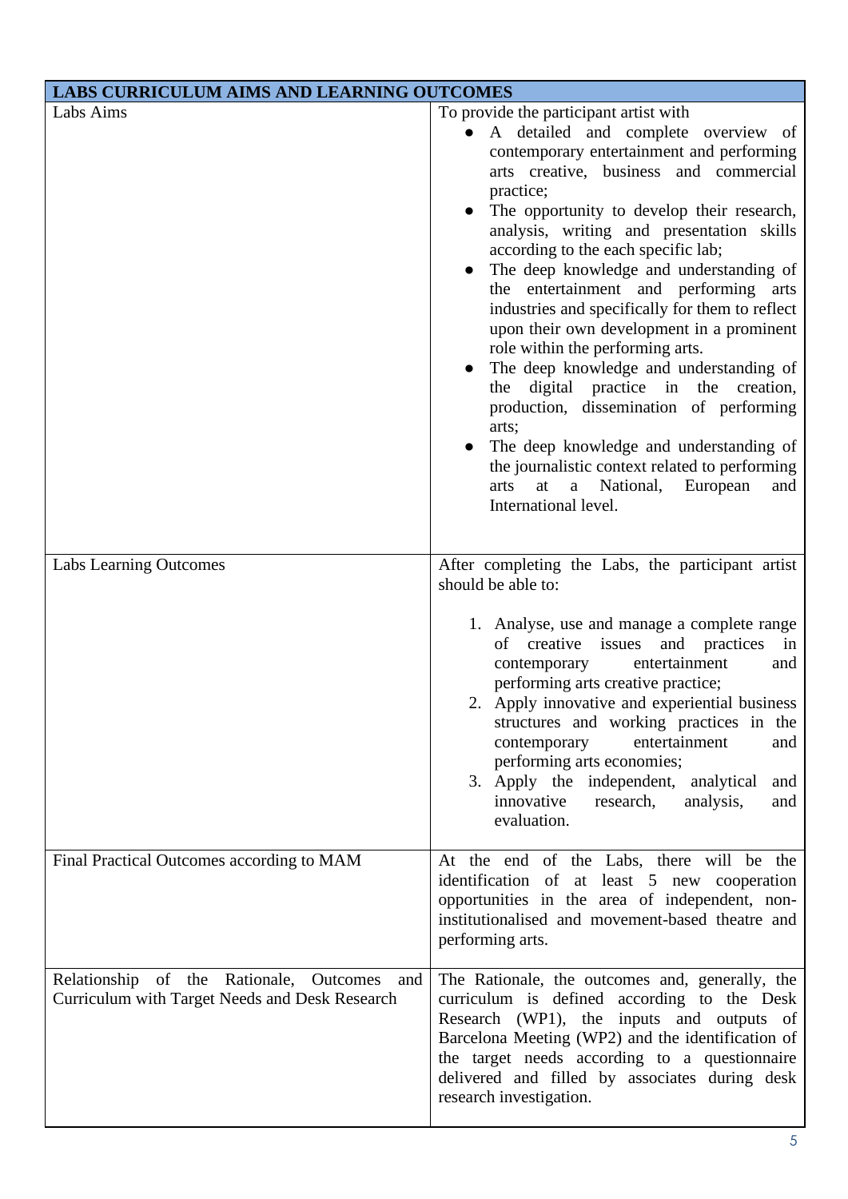| LABS CURRICULUM AIMS AND LEARNING OUTCOMES | |
|---|---|
| Labs Aims | To provide the participant artist with<br>● A detailed and complete overview of contemporary entertainment and performing arts creative, business and commercial practice;<br>● The opportunity to develop their research, analysis, writing and presentation skills according to the each specific lab;<br>● The deep knowledge and understanding of the entertainment and performing arts industries and specifically for them to reflect upon their own development in a prominent role within the performing arts.<br>● The deep knowledge and understanding of the digital practice in the creation, production, dissemination of performing arts;<br>● The deep knowledge and understanding of the journalistic context related to performing arts at a National, European and International level. |
| Labs Learning Outcomes | After completing the Labs, the participant artist should be able to:<br><br>1. Analyse, use and manage a complete range of creative issues and practices in contemporary entertainment and performing arts creative practice;<br>2. Apply innovative and experiential business structures and working practices in the contemporary entertainment and performing arts economies;<br>3. Apply the independent, analytical and innovative research, analysis, and evaluation. |
| Final Practical Outcomes according to MAM | At the end of the Labs, there will be the identification of at least 5 new cooperation opportunities in the area of independent, non-institutionalised and movement-based theatre and performing arts. |
| Relationship of the Rationale, Outcomes and Curriculum with Target Needs and Desk Research | The Rationale, the outcomes and, generally, the curriculum is defined according to the Desk Research (WP1), the inputs and outputs of Barcelona Meeting (WP2) and the identification of the target needs according to a questionnaire delivered and filled by associates during desk research investigation. |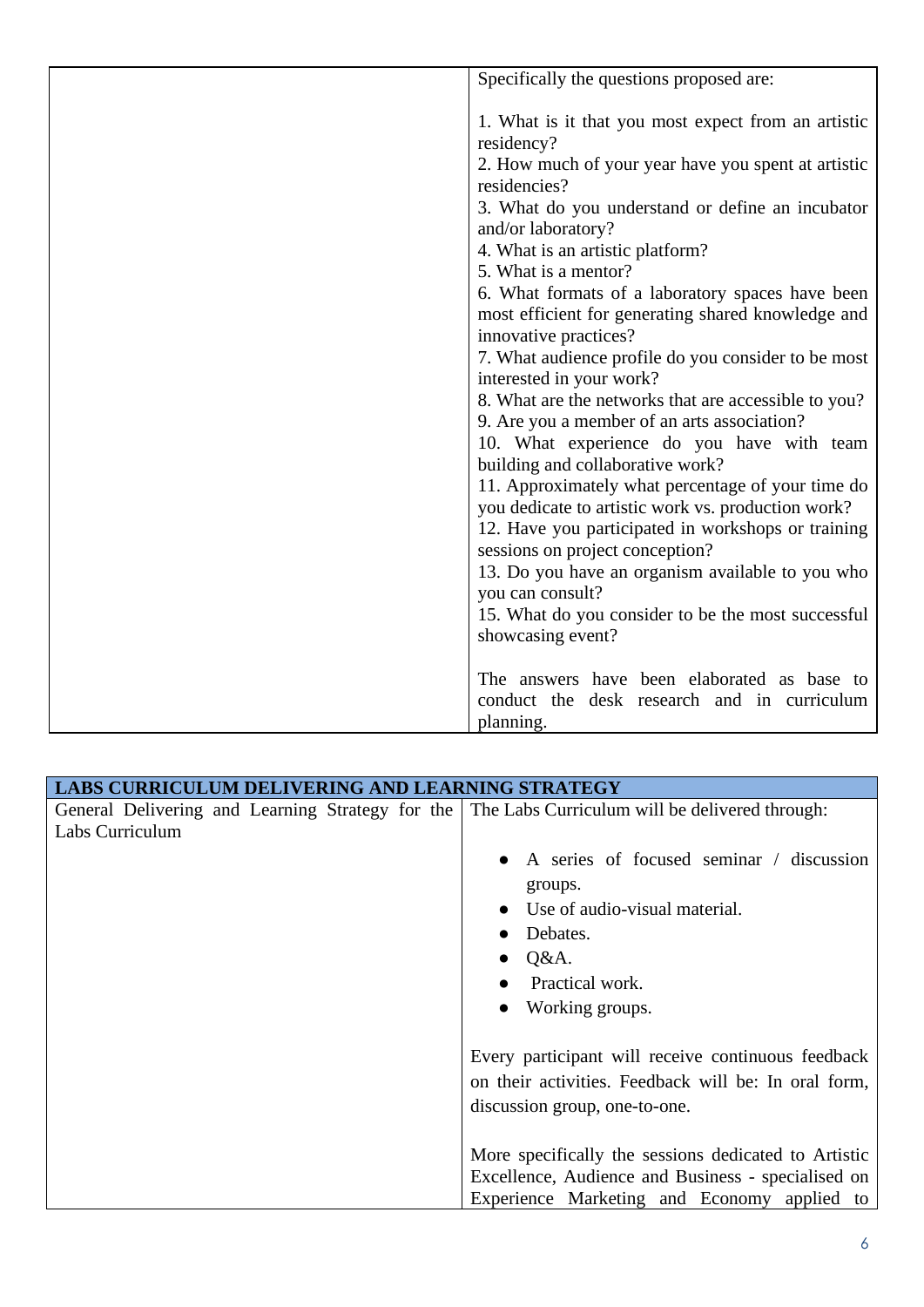| | Specifically the questions proposed are:<br><br>1. What is it that you most expect from an artistic residency?<br>2. How much of your year have you spent at artistic residencies?<br>3. What do you understand or define an incubator and/or laboratory?<br>4. What is an artistic platform?<br>5. What is a mentor?<br>6. What formats of a laboratory spaces have been most efficient for generating shared knowledge and innovative practices?<br>7. What audience profile do you consider to be most interested in your work?<br>8. What are the networks that are accessible to you?<br>9. Are you a member of an arts association?<br>10. What experience do you have with team building and collaborative work?<br>11. Approximately what percentage of your time do you dedicate to artistic work vs. production work?<br>12. Have you participated in workshops or training sessions on project conception?<br>13. Do you have an organism available to you who you can consult?<br>15. What do you consider to be the most successful showcasing event?<br><br>The answers have been elaborated as base to conduct the desk research and in curriculum planning. |
|---|---|

| **LABS CURRICULUM DELIVERING AND LEARNING STRATEGY** | |
|---|---|
| General Delivering and Learning Strategy for the Labs Curriculum | The Labs Curriculum will be delivered through:<br><br>• A series of focused seminar / discussion groups.<br>• Use of audio-visual material.<br>• Debates.<br>• Q&A.<br>• Practical work.<br>• Working groups.<br><br>Every participant will receive continuous feedback on their activities. Feedback will be: In oral form, discussion group, one-to-one.<br><br>More specifically the sessions dedicated to Artistic Excellence, Audience and Business - specialised on Experience Marketing and Economy applied to |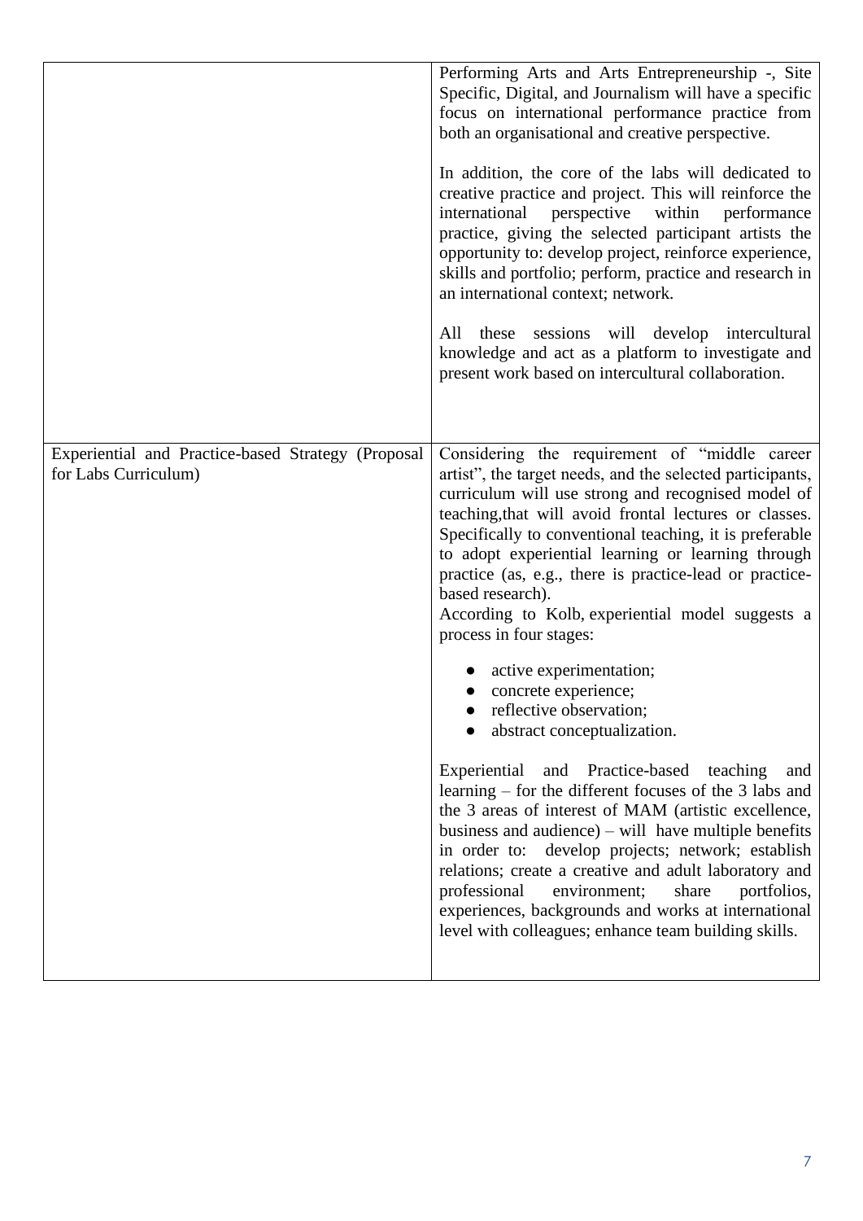| | |
|---|---|
| | Performing Arts and Arts Entrepreneurship -, Site Specific, Digital, and Journalism will have a specific focus on international performance practice from both an organisational and creative perspective.<br><br>In addition, the core of the labs will dedicated to creative practice and project. This will reinforce the international perspective within performance practice, giving the selected participant artists the opportunity to: develop project, reinforce experience, skills and portfolio; perform, practice and research in an international context; network.<br><br>All these sessions will develop intercultural knowledge and act as a platform to investigate and present work based on intercultural collaboration. |
| Experiential and Practice-based Strategy (Proposal for Labs Curriculum) | Considering the requirement of "middle career artist", the target needs, and the selected participants, curriculum will use strong and recognised model of teaching,that will avoid frontal lectures or classes. Specifically to conventional teaching, it is preferable to adopt experiential learning or learning through practice (as, e.g., there is practice-lead or practice-based research).<br>According to Kolb, experiential model suggests a process in four stages:<br><br>• active experimentation;<br>• concrete experience;<br>• reflective observation;<br>• abstract conceptualization.<br><br>Experiential and Practice-based teaching and learning – for the different focuses of the 3 labs and the 3 areas of interest of MAM (artistic excellence, business and audience) – will have multiple benefits in order to: develop projects; network; establish relations; create a creative and adult laboratory and professional environment; share portfolios, experiences, backgrounds and works at international level with colleagues; enhance team building skills. |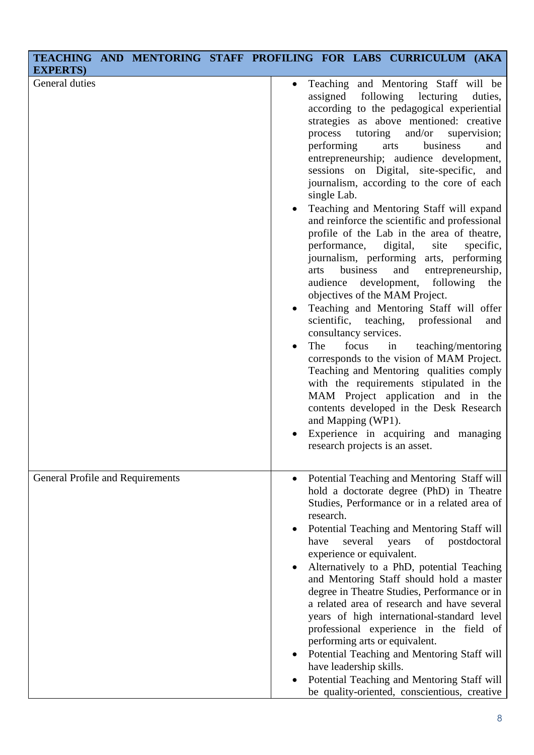| TEACHING AND MENTORING STAFF PROFILING FOR LABS CURRICULUM (AKA EXPERTS) | |
|---|---|
| General duties | • Teaching and Mentoring Staff will be assigned following lecturing duties, according to the pedagogical experiential strategies as above mentioned: creative process tutoring and/or supervision; performing arts business and entrepreneurship; audience development, sessions on Digital, site-specific, and journalism, according to the core of each single Lab.<br>• Teaching and Mentoring Staff will expand and reinforce the scientific and professional profile of the Lab in the area of theatre, performance, digital, site specific, journalism, performing arts, performing arts business and entrepreneurship, audience development, following the objectives of the MAM Project.<br>• Teaching and Mentoring Staff will offer scientific, teaching, professional and consultancy services.<br>• The focus in teaching/mentoring corresponds to the vision of MAM Project. Teaching and Mentoring qualities comply with the requirements stipulated in the MAM Project application and in the contents developed in the Desk Research and Mapping (WP1).<br>• Experience in acquiring and managing research projects is an asset. |
| General Profile and Requirements | • Potential Teaching and Mentoring Staff will hold a doctorate degree (PhD) in Theatre Studies, Performance or in a related area of research.<br>• Potential Teaching and Mentoring Staff will have several years of postdoctoral experience or equivalent.<br>• Alternatively to a PhD, potential Teaching and Mentoring Staff should hold a master degree in Theatre Studies, Performance or in a related area of research and have several years of high international-standard level professional experience in the field of performing arts or equivalent.<br>• Potential Teaching and Mentoring Staff will have leadership skills.<br>• Potential Teaching and Mentoring Staff will be quality-oriented, conscientious, creative |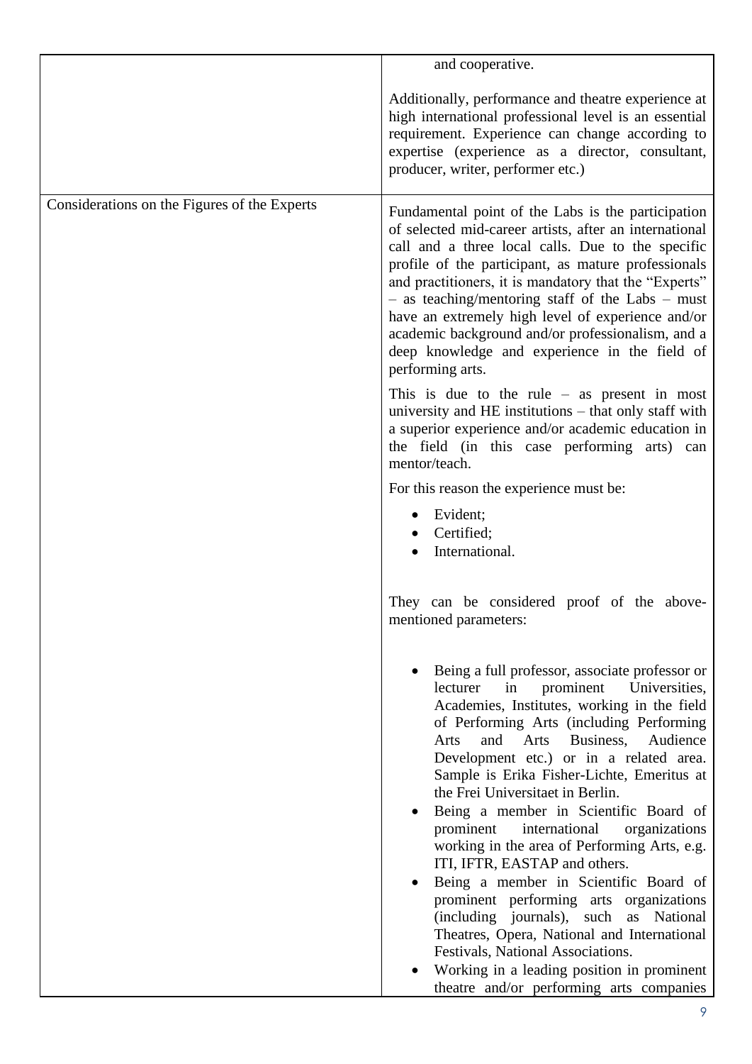| | |
|---|---|
| | and cooperative.<br><br>Additionally, performance and theatre experience at high international professional level is an essential requirement. Experience can change according to expertise (experience as a director, consultant, producer, writer, performer etc.) |
| Considerations on the Figures of the Experts | Fundamental point of the Labs is the participation of selected mid-career artists, after an international call and a three local calls. Due to the specific profile of the participant, as mature professionals and practitioners, it is mandatory that the "Experts" – as teaching/mentoring staff of the Labs – must have an extremely high level of experience and/or academic background and/or professionalism, and a deep knowledge and experience in the field of performing arts.<br><br>This is due to the rule – as present in most university and HE institutions – that only staff with a superior experience and/or academic education in the field (in this case performing arts) can mentor/teach.<br><br>For this reason the experience must be:<br><br>• Evident;<br>• Certified;<br>• International.<br><br>They can be considered proof of the above-mentioned parameters:<br><br>• Being a full professor, associate professor or lecturer in prominent Universities, Academies, Institutes, working in the field of Performing Arts (including Performing Arts and Arts Business, Audience Development etc.) or in a related area. Sample is Erika Fisher-Lichte, Emeritus at the Frei Universitaet in Berlin.<br>• Being a member in Scientific Board of prominent international organizations working in the area of Performing Arts, e.g. ITI, IFTR, EASTAP and others.<br>• Being a member in Scientific Board of prominent performing arts organizations (including journals), such as National Theatres, Opera, National and International Festivals, National Associations.<br>• Working in a leading position in prominent theatre and/or performing arts companies |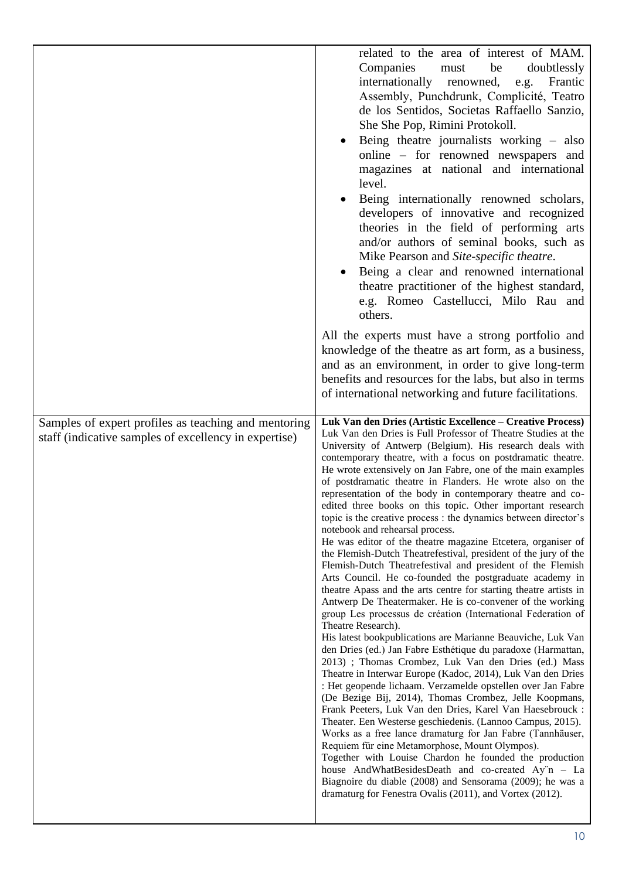| | |
|---|---|
| | related to the area of interest of MAM. Companies must be doubtlessly internationally renowned, e.g. Frantic Assembly, Punchdrunk, Complicité, Teatro de los Sentidos, Societas Raffaello Sanzio, She She Pop, Rimini Protokoll.<br>• Being theatre journalists working – also online – for renowned newspapers and magazines at national and international level.<br>• Being internationally renowned scholars, developers of innovative and recognized theories in the field of performing arts and/or authors of seminal books, such as Mike Pearson and *Site-specific theatre*.<br>• Being a clear and renowned international theatre practitioner of the highest standard, e.g. Romeo Castellucci, Milo Rau and others.<br><br>All the experts must have a strong portfolio and knowledge of the theatre as art form, as a business, and as an environment, in order to give long-term benefits and resources for the labs, but also in terms of international networking and future facilitations. |
| Samples of expert profiles as teaching and mentoring staff (indicative samples of excellency in expertise) | **Luk Van den Dries (Artistic Excellence – Creative Process)**<br>Luk Van den Dries is Full Professor of Theatre Studies at the University of Antwerp (Belgium). His research deals with contemporary theatre, with a focus on postdramatic theatre. He wrote extensively on Jan Fabre, one of the main examples of postdramatic theatre in Flanders. He wrote also on the representation of the body in contemporary theatre and co-edited three books on this topic. Other important research topic is the creative process : the dynamics between director's notebook and rehearsal process.<br>He was editor of the theatre magazine Etcetera, organiser of the Flemish-Dutch Theatrefestival, president of the jury of the Flemish-Dutch Theatrefestival and president of the Flemish Arts Council. He co-founded the postgraduate academy in theatre Apass and the arts centre for starting theatre artists in Antwerp De Theatermaker. He is co-convener of the working group Les processus de création (International Federation of Theatre Research).<br>His latest bookpublications are Marianne Beauviche, Luk Van den Dries (ed.) Jan Fabre Esthétique du paradoxe (Harmattan, 2013) ; Thomas Crombez, Luk Van den Dries (ed.) Mass Theatre in Interwar Europe (Kadoc, 2014), Luk Van den Dries : Het geopende lichaam. Verzamelde opstellen over Jan Fabre (De Bezige Bij, 2014), Thomas Crombez, Jelle Koopmans, Frank Peeters, Luk Van den Dries, Karel Van Haesebrouck : Theater. Een Westerse geschiedenis. (Lannoo Campus, 2015).<br>Works as a free lance dramaturg for Jan Fabre (Tannhäuser, Requiem für eine Metamorphose, Mount Olympos).<br>Together with Louise Chardon he founded the production house AndWhatBesidesDeath and co-created Ay¨n – La Biagnoire du diable (2008) and Sensorama (2009); he was a dramaturg for Fenestra Ovalis (2011), and Vortex (2012). |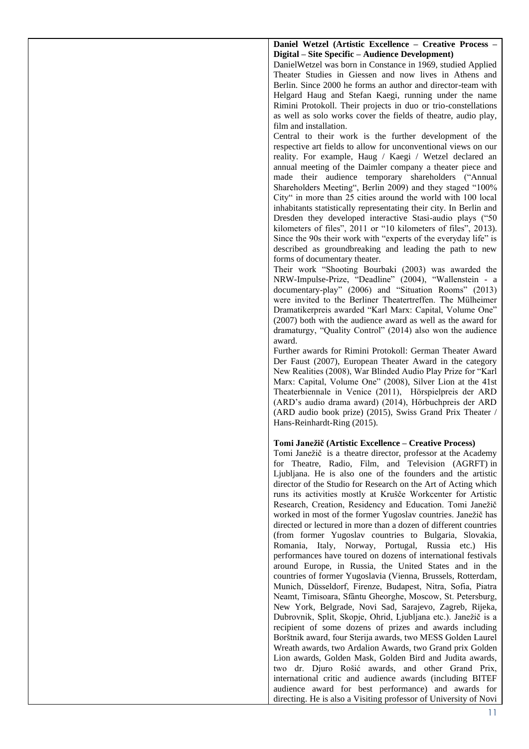**Daniel Wetzel (Artistic Excellence – Creative Process – Digital – Site Specific – Audience Development)**

DanielWetzel was born in Constance in 1969, studied Applied Theater Studies in Giessen and now lives in Athens and Berlin. Since 2000 he forms an author and director-team with Helgard Haug and Stefan Kaegi, running under the name Rimini Protokoll. Their projects in duo or trio-constellations as well as solo works cover the fields of theatre, audio play, film and installation.

Central to their work is the further development of the respective art fields to allow for unconventional views on our reality. For example, Haug / Kaegi / Wetzel declared an annual meeting of the Daimler company a theater piece and made their audience temporary shareholders ("Annual Shareholders Meeting", Berlin 2009) and they staged "100% City" in more than 25 cities around the world with 100 local inhabitants statistically representating their city. In Berlin and Dresden they developed interactive Stasi-audio plays ("50 kilometers of files", 2011 or "10 kilometers of files", 2013). Since the 90s their work with "experts of the everyday life" is described as groundbreaking and leading the path to new forms of documentary theater.

Their work "Shooting Bourbaki (2003) was awarded the NRW-Impulse-Prize, "Deadline" (2004), "Wallenstein - a documentary-play" (2006) and "Situation Rooms" (2013) were invited to the Berliner Theatertreffen. The Mülheimer Dramatikerpreis awarded "Karl Marx: Capital, Volume One" (2007) both with the audience award as well as the award for dramaturgy, "Quality Control" (2014) also won the audience award.

Further awards for Rimini Protokoll: German Theater Award Der Faust (2007), European Theater Award in the category New Realities (2008), War Blinded Audio Play Prize for "Karl Marx: Capital, Volume One" (2008), Silver Lion at the 41st Theaterbiennale in Venice (2011), Hörspielpreis der ARD (ARD's audio drama award) (2014), Hörbuchpreis der ARD (ARD audio book prize) (2015), Swiss Grand Prix Theater / Hans-Reinhardt-Ring (2015).

**Tomi Janežič (Artistic Excellence – Creative Process)**

Tomi Janežič is a theatre director, professor at the Academy for Theatre, Radio, Film, and Television (AGRFT) in Ljubljana. He is also one of the founders and the artistic director of the Studio for Research on the Art of Acting which runs its activities mostly at Krušče Workcenter for Artistic Research, Creation, Residency and Education. Tomi Janežič worked in most of the former Yugoslav countries. Janežič has directed or lectured in more than a dozen of different countries (from former Yugoslav countries to Bulgaria, Slovakia, Romania, Italy, Norway, Portugal, Russia etc.) His performances have toured on dozens of international festivals around Europe, in Russia, the United States and in the countries of former Yugoslavia (Vienna, Brussels, Rotterdam, Munich, Düsseldorf, Firenze, Budapest, Nitra, Sofia, Piatra Neamt, Timisoara, Sfântu Gheorghe, Moscow, St. Petersburg, New York, Belgrade, Novi Sad, Sarajevo, Zagreb, Rijeka, Dubrovnik, Split, Skopje, Ohrid, Ljubljana etc.). Janežič is a recipient of some dozens of prizes and awards including Borštnik award, four Sterija awards, two MESS Golden Laurel Wreath awards, two Ardalion Awards, two Grand prix Golden Lion awards, Golden Mask, Golden Bird and Judita awards, two dr. Djuro Rošić awards, and other Grand Prix, international critic and audience awards (including BITEF audience award for best performance) and awards for directing. He is also a Visiting professor of University of Novi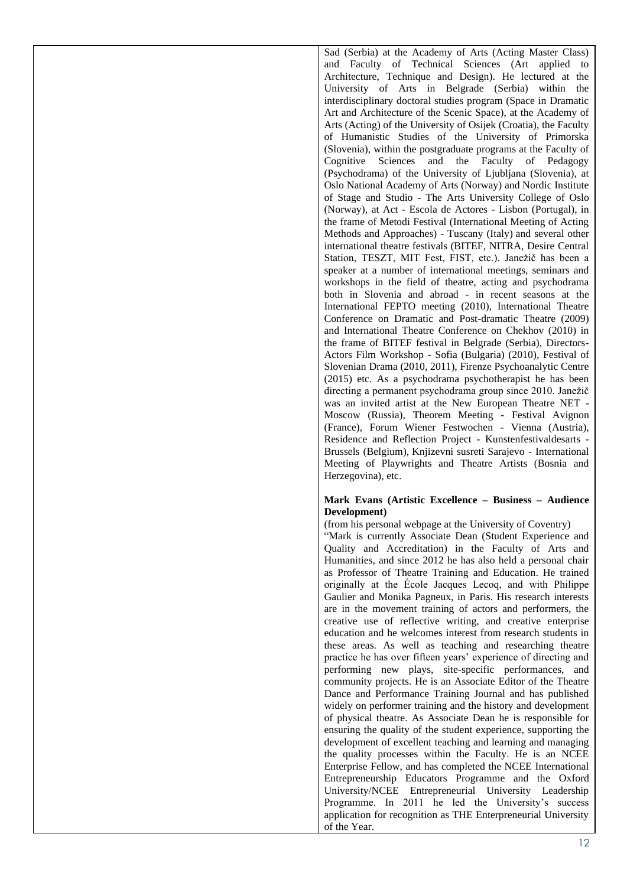| | |
|---|---|
| | Sad (Serbia) at the Academy of Arts (Acting Master Class) and Faculty of Technical Sciences (Art applied to Architecture, Technique and Design). He lectured at the University of Arts in Belgrade (Serbia) within the interdisciplinary doctoral studies program (Space in Dramatic Art and Architecture of the Scenic Space), at the Academy of Arts (Acting) of the University of Osijek (Croatia), the Faculty of Humanistic Studies of the University of Primorska (Slovenia), within the postgraduate programs at the Faculty of Cognitive Sciences and the Faculty of Pedagogy (Psychodrama) of the University of Ljubljana (Slovenia), at Oslo National Academy of Arts (Norway) and Nordic Institute of Stage and Studio - The Arts University College of Oslo (Norway), at Act - Escola de Actores - Lisbon (Portugal), in the frame of Metodi Festival (International Meeting of Acting Methods and Approaches) - Tuscany (Italy) and several other international theatre festivals (BITEF, NITRA, Desire Central Station, TESZT, MIT Fest, FIST, etc.). Janežič has been a speaker at a number of international meetings, seminars and workshops in the field of theatre, acting and psychodrama both in Slovenia and abroad - in recent seasons at the International FEPTO meeting (2010), International Theatre Conference on Dramatic and Post-dramatic Theatre (2009) and International Theatre Conference on Chekhov (2010) in the frame of BITEF festival in Belgrade (Serbia), Directors-Actors Film Workshop - Sofia (Bulgaria) (2010), Festival of Slovenian Drama (2010, 2011), Firenze Psychoanalytic Centre (2015) etc. As a psychodrama psychotherapist he has been directing a permanent psychodrama group since 2010. Janežič was an invited artist at the New European Theatre NET - Moscow (Russia), Theorem Meeting - Festival Avignon (France), Forum Wiener Festwochen - Vienna (Austria), Residence and Reflection Project - Kunstenfestivaldesarts - Brussels (Belgium), Knjizevni susreti Sarajevo - International Meeting of Playwrights and Theatre Artists (Bosnia and Herzegovina), etc.<br><br>**Mark Evans (Artistic Excellence – Business – Audience Development)**<br>(from his personal webpage at the University of Coventry)<br>"Mark is currently Associate Dean (Student Experience and Quality and Accreditation) in the Faculty of Arts and Humanities, and since 2012 he has also held a personal chair as Professor of Theatre Training and Education. He trained originally at the École Jacques Lecoq, and with Philippe Gaulier and Monika Pagneux, in Paris. His research interests are in the movement training of actors and performers, the creative use of reflective writing, and creative enterprise education and he welcomes interest from research students in these areas. As well as teaching and researching theatre practice he has over fifteen years' experience of directing and performing new plays, site-specific performances, and community projects. He is an Associate Editor of the Theatre Dance and Performance Training Journal and has published widely on performer training and the history and development of physical theatre. As Associate Dean he is responsible for ensuring the quality of the student experience, supporting the development of excellent teaching and learning and managing the quality processes within the Faculty. He is an NCEE Enterprise Fellow, and has completed the NCEE International Entrepreneurship Educators Programme and the Oxford University/NCEE Entrepreneurial University Leadership Programme. In 2011 he led the University's success application for recognition as THE Enterpreneurial University of the Year. |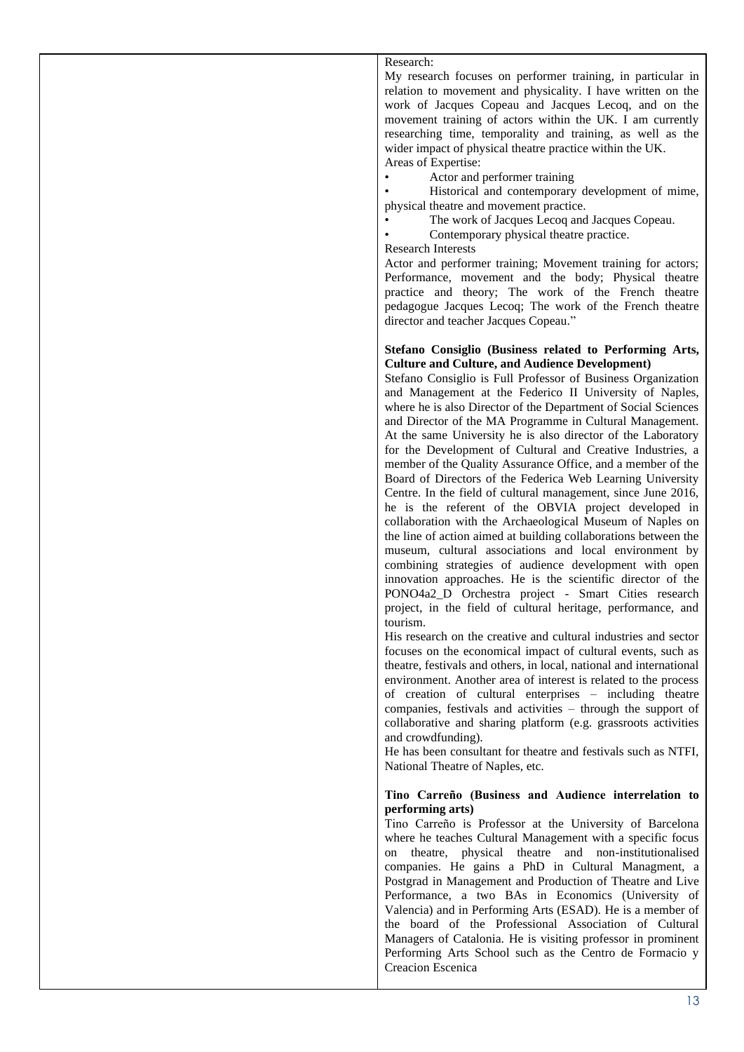Research:

My research focuses on performer training, in particular in relation to movement and physicality. I have written on the work of Jacques Copeau and Jacques Lecoq, and on the movement training of actors within the UK. I am currently researching time, temporality and training, as well as the wider impact of physical theatre practice within the UK.

Areas of Expertise:

- Actor and performer training
- Historical and contemporary development of mime, physical theatre and movement practice.
- The work of Jacques Lecoq and Jacques Copeau.
- Contemporary physical theatre practice.

Research Interests

Actor and performer training; Movement training for actors; Performance, movement and the body; Physical theatre practice and theory; The work of the French theatre pedagogue Jacques Lecoq; The work of the French theatre director and teacher Jacques Copeau."

**Stefano Consiglio (Business related to Performing Arts, Culture and Culture, and Audience Development)**

Stefano Consiglio is Full Professor of Business Organization and Management at the Federico II University of Naples, where he is also Director of the Department of Social Sciences and Director of the MA Programme in Cultural Management. At the same University he is also director of the Laboratory for the Development of Cultural and Creative Industries, a member of the Quality Assurance Office, and a member of the Board of Directors of the Federica Web Learning University Centre. In the field of cultural management, since June 2016, he is the referent of the OBVIA project developed in collaboration with the Archaeological Museum of Naples on the line of action aimed at building collaborations between the museum, cultural associations and local environment by combining strategies of audience development with open innovation approaches. He is the scientific director of the PONO4a2_D Orchestra project - Smart Cities research project, in the field of cultural heritage, performance, and tourism.

His research on the creative and cultural industries and sector focuses on the economical impact of cultural events, such as theatre, festivals and others, in local, national and international environment. Another area of interest is related to the process of creation of cultural enterprises – including theatre companies, festivals and activities – through the support of collaborative and sharing platform (e.g. grassroots activities and crowdfunding).

He has been consultant for theatre and festivals such as NTFI, National Theatre of Naples, etc.

**Tino Carreño (Business and Audience interrelation to performing arts)**

Tino Carreño is Professor at the University of Barcelona where he teaches Cultural Management with a specific focus on theatre, physical theatre and non-institutionalised companies. He gains a PhD in Cultural Managment, a Postgrad in Management and Production of Theatre and Live Performance, a two BAs in Economics (University of Valencia) and in Performing Arts (ESAD). He is a member of the board of the Professional Association of Cultural Managers of Catalonia. He is visiting professor in prominent Performing Arts School such as the Centro de Formacio y Creacion Escenica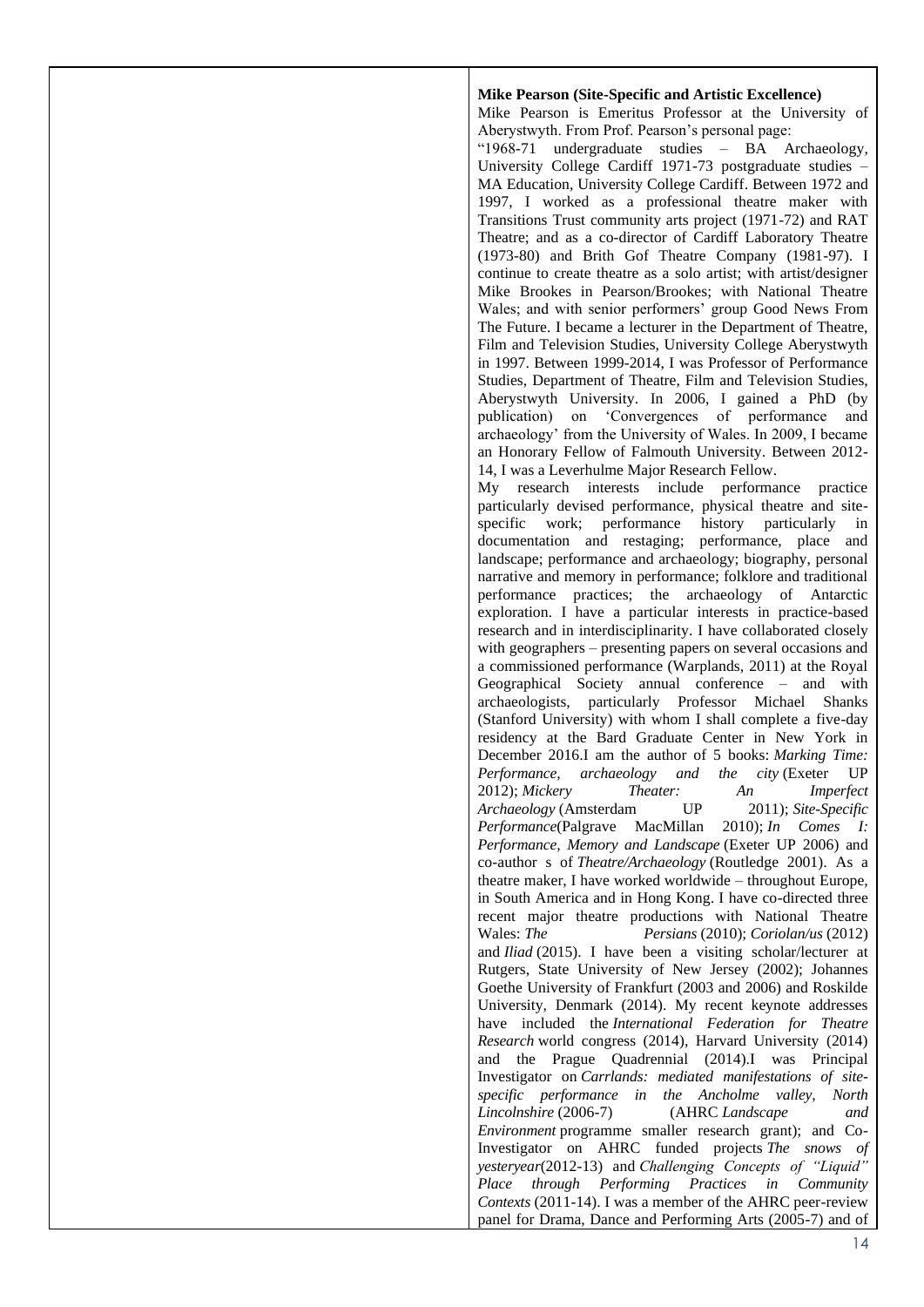**Mike Pearson (Site-Specific and Artistic Excellence)**

Mike Pearson is Emeritus Professor at the University of Aberystwyth. From Prof. Pearson's personal page:

"1968-71 undergraduate studies – BA Archaeology, University College Cardiff 1971-73 postgraduate studies – MA Education, University College Cardiff. Between 1972 and 1997, I worked as a professional theatre maker with Transitions Trust community arts project (1971-72) and RAT Theatre; and as a co-director of Cardiff Laboratory Theatre (1973-80) and Brith Gof Theatre Company (1981-97). I continue to create theatre as a solo artist; with artist/designer Mike Brookes in Pearson/Brookes; with National Theatre Wales; and with senior performers' group Good News From The Future. I became a lecturer in the Department of Theatre, Film and Television Studies, University College Aberystwyth in 1997. Between 1999-2014, I was Professor of Performance Studies, Department of Theatre, Film and Television Studies, Aberystwyth University. In 2006, I gained a PhD (by publication) on 'Convergences of performance and archaeology' from the University of Wales. In 2009, I became an Honorary Fellow of Falmouth University. Between 2012-14, I was a Leverhulme Major Research Fellow.

My research interests include performance practice particularly devised performance, physical theatre and site-specific work; performance history particularly in documentation and restaging; performance, place and landscape; performance and archaeology; biography, personal narrative and memory in performance; folklore and traditional performance practices; the archaeology of Antarctic exploration. I have a particular interests in practice-based research and in interdisciplinarity. I have collaborated closely with geographers – presenting papers on several occasions and a commissioned performance (Warplands, 2011) at the Royal Geographical Society annual conference – and with archaeologists, particularly Professor Michael Shanks (Stanford University) with whom I shall complete a five-day residency at the Bard Graduate Center in New York in December 2016.I am the author of 5 books: *Marking Time: Performance, archaeology and the city* (Exeter UP 2012); *Mickery Theater: An Imperfect Archaeology* (Amsterdam UP 2011); *Site-Specific Performance*(Palgrave MacMillan 2010); *In Comes I: Performance, Memory and Landscape* (Exeter UP 2006) and co-author s of *Theatre/Archaeology* (Routledge 2001). As a theatre maker, I have worked worldwide – throughout Europe, in South America and in Hong Kong. I have co-directed three recent major theatre productions with National Theatre Wales: *The Persians* (2010); *Coriolan/us* (2012) and *Iliad* (2015). I have been a visiting scholar/lecturer at Rutgers, State University of New Jersey (2002); Johannes Goethe University of Frankfurt (2003 and 2006) and Roskilde University, Denmark (2014). My recent keynote addresses have included the *International Federation for Theatre Research* world congress (2014), Harvard University (2014) and the Prague Quadrennial (2014).I was Principal Investigator on *Carrlands: mediated manifestations of site-specific performance in the Ancholme valley, North Lincolnshire* (2006-7) (AHRC *Landscape and Environment* programme smaller research grant); and Co-Investigator on AHRC funded projects *The snows of yesteryear*(2012-13) and *Challenging Concepts of "Liquid" Place through Performing Practices in Community Contexts* (2011-14). I was a member of the AHRC peer-review panel for Drama, Dance and Performing Arts (2005-7) and of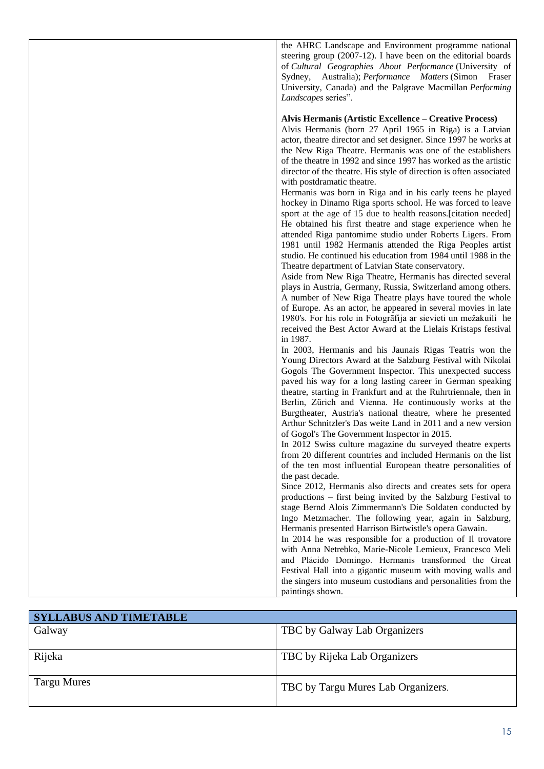| | the AHRC Landscape and Environment programme national steering group (2007-12). I have been on the editorial boards of *Cultural Geographies About Performance* (University of Sydney, Australia); *Performance Matters* (Simon Fraser University, Canada) and the Palgrave Macmillan *Performing Landscapes* series".<br><br>**Alvis Hermanis (Artistic Excellence – Creative Process)**<br>Alvis Hermanis (born 27 April 1965 in Riga) is a Latvian actor, theatre director and set designer. Since 1997 he works at the New Riga Theatre. Hermanis was one of the establishers of the theatre in 1992 and since 1997 has worked as the artistic director of the theatre. His style of direction is often associated with postdramatic theatre.<br>Hermanis was born in Riga and in his early teens he played hockey in Dinamo Riga sports school. He was forced to leave sport at the age of 15 due to health reasons.[citation needed] He obtained his first theatre and stage experience when he attended Riga pantomime studio under Roberts Ligers. From 1981 until 1982 Hermanis attended the Riga Peoples artist studio. He continued his education from 1984 until 1988 in the Theatre department of Latvian State conservatory.<br>Aside from New Riga Theatre, Hermanis has directed several plays in Austria, Germany, Russia, Switzerland among others. A number of New Riga Theatre plays have toured the whole of Europe. As an actor, he appeared in several movies in late 1980's. For his role in Fotogrāfija ar sievieti un mežakuili he received the Best Actor Award at the Lielais Kristaps festival in 1987.<br>In 2003, Hermanis and his Jaunais Rigas Teatris won the Young Directors Award at the Salzburg Festival with Nikolai Gogols The Government Inspector. This unexpected success paved his way for a long lasting career in German speaking theatre, starting in Frankfurt and at the Ruhrtriennale, then in Berlin, Zürich and Vienna. He continuously works at the Burgtheater, Austria's national theatre, where he presented Arthur Schnitzler's Das weite Land in 2011 and a new version of Gogol's The Government Inspector in 2015.<br>In 2012 Swiss culture magazine du surveyed theatre experts from 20 different countries and included Hermanis on the list of the ten most influential European theatre personalities of the past decade.<br>Since 2012, Hermanis also directs and creates sets for opera productions – first being invited by the Salzburg Festival to stage Bernd Alois Zimmermann's Die Soldaten conducted by Ingo Metzmacher. The following year, again in Salzburg, Hermanis presented Harrison Birtwistle's opera Gawain.<br>In 2014 he was responsible for a production of Il trovatore with Anna Netrebko, Marie-Nicole Lemieux, Francesco Meli and Plácido Domingo. Hermanis transformed the Great Festival Hall into a gigantic museum with moving walls and the singers into museum custodians and personalities from the paintings shown. |
|---|---|

| **SYLLABUS AND TIMETABLE** | |
|---|---|
| Galway | TBC by Galway Lab Organizers |
| Rijeka | TBC by Rijeka Lab Organizers |
| Targu Mures | TBC by Targu Mures Lab Organizers. |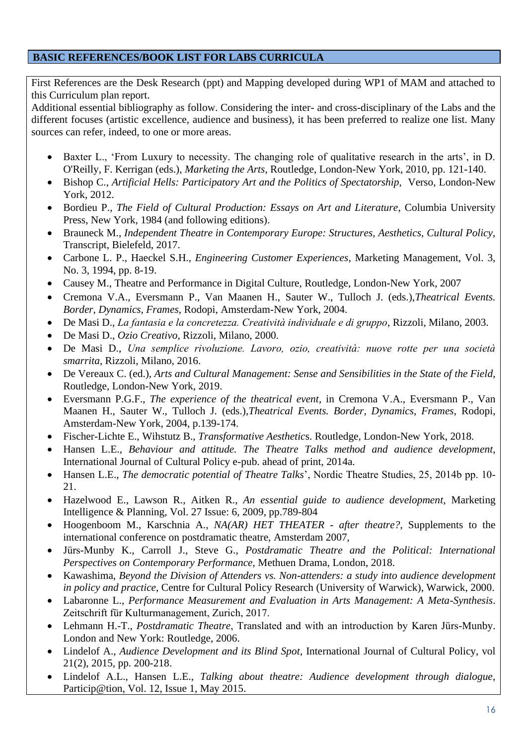## BASIC REFERENCES/BOOK LIST FOR LABS CURRICULA

First References are the Desk Research (ppt) and Mapping developed during WP1 of MAM and attached to this Curriculum plan report.

Additional essential bibliography as follow. Considering the inter- and cross-disciplinary of the Labs and the different focuses (artistic excellence, audience and business), it has been preferred to realize one list. Many sources can refer, indeed, to one or more areas.

- Baxter L., 'From Luxury to necessity. The changing role of qualitative research in the arts', in D. O'Reilly, F. Kerrigan (eds.), *Marketing the Arts*, Routledge, London-New York, 2010, pp. 121-140.
- Bishop C., *Artificial Hells: Participatory Art and the Politics of Spectatorship*, Verso, London-New York, 2012.
- Bordieu P., *The Field of Cultural Production: Essays on Art and Literature*, Columbia University Press, New York, 1984 (and following editions).
- Brauneck M., *Independent Theatre in Contemporary Europe: Structures, Aesthetics, Cultural Policy*, Transcript, Bielefeld, 2017.
- Carbone L. P., Haeckel S.H., *Engineering Customer Experiences*, Marketing Management, Vol. 3, No. 3, 1994, pp. 8-19.
- Causey M., Theatre and Performance in Digital Culture, Routledge, London-New York, 2007
- Cremona V.A., Eversmann P., Van Maanen H., Sauter W., Tulloch J. (eds.),*Theatrical Events. Border, Dynamics, Frames*, Rodopi, Amsterdam-New York, 2004.
- De Masi D., *La fantasia e la concretezza. Creatività individuale e di gruppo*, Rizzoli, Milano, 2003.
- De Masi D., *Ozio Creativo*, Rizzoli, Milano, 2000.
- De Masi D., *Una semplice rivoluzione. Lavoro, ozio, creatività: nuove rotte per una società smarrita*, Rizzoli, Milano, 2016.
- De Vereaux C. (ed.), *Arts and Cultural Management: Sense and Sensibilities in the State of the Field*, Routledge, London-New York, 2019.
- Eversmann P.G.F., *The experience of the theatrical event,* in Cremona V.A., Eversmann P., Van Maanen H., Sauter W., Tulloch J. (eds.),*Theatrical Events. Border, Dynamics, Frames*, Rodopi, Amsterdam-New York, 2004, p.139-174.
- Fischer-Lichte E., Wihstutz B., *Transformative Aesthetic*s. Routledge, London-New York, 2018.
- Hansen L.E., *Behaviour and attitude. The Theatre Talks method and audience development*, International Journal of Cultural Policy e-pub. ahead of print, 2014a.
- Hansen L.E., *The democratic potential of Theatre Talks*', Nordic Theatre Studies, 25, 2014b pp. 10-21.
- Hazelwood E., Lawson R., Aitken R., *An essential guide to audience development*, Marketing Intelligence & Planning, Vol. 27 Issue: 6, 2009, pp.789-804
- Hoogenboom M., Karschnia A., *NA(AR) HET THEATER - after theatre?*, Supplements to the international conference on postdramatic theatre, Amsterdam 2007,
- Jürs-Munby K., Carroll J., Steve G., *Postdramatic Theatre and the Political: International Perspectives on Contemporary Performance*, Methuen Drama, London, 2018.
- Kawashima, *Beyond the Division of Attenders vs. Non-attenders: a study into audience development in policy and practice*, Centre for Cultural Policy Research (University of Warwick), Warwick, 2000.
- Labaronne L., *Performance Measurement and Evaluation in Arts Management: A Meta-Synthesis*. Zeitschrift für Kulturmanagement, Zurich, 2017.
- Lehmann H.-T., *Postdramatic Theatre*, Translated and with an introduction by Karen Jürs-Munby. London and New York: Routledge, 2006.
- Lindelof A., *Audience Development and its Blind Spot*, International Journal of Cultural Policy, vol 21(2), 2015, pp. 200-218.
- Lindelof A.L., Hansen L.E., *Talking about theatre: Audience development through dialogue*, Particip@tion, Vol. 12, Issue 1, May 2015.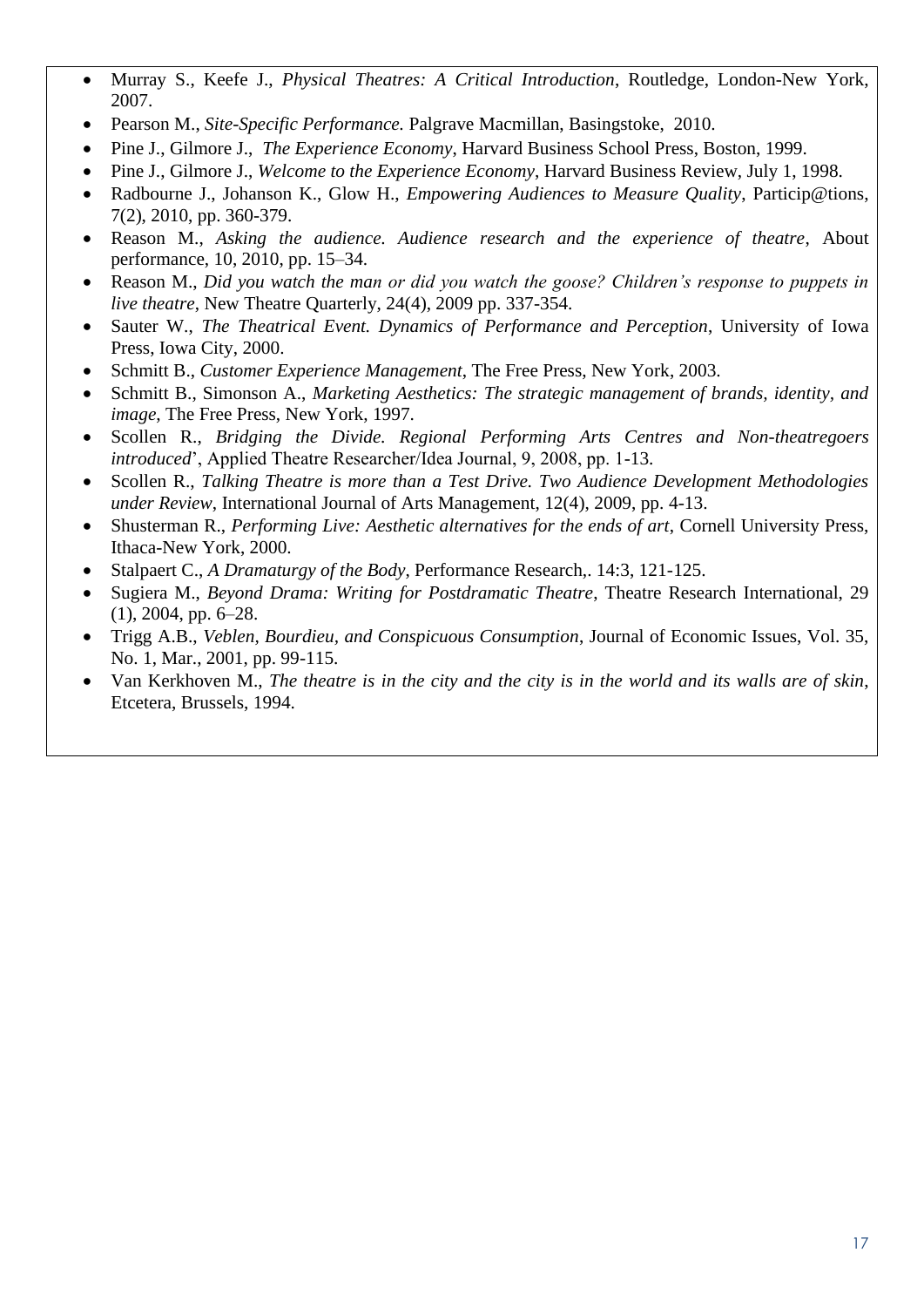- Murray S., Keefe J., *Physical Theatres: A Critical Introduction*, Routledge, London-New York, 2007.
- Pearson M., *Site-Specific Performance.* Palgrave Macmillan, Basingstoke, 2010.
- Pine J., Gilmore J., *The Experience Economy*, Harvard Business School Press, Boston, 1999.
- Pine J., Gilmore J., *Welcome to the Experience Economy*, Harvard Business Review, July 1, 1998.
- Radbourne J., Johanson K., Glow H., *Empowering Audiences to Measure Quality*, Particip@tions, 7(2), 2010, pp. 360-379.
- Reason M., *Asking the audience. Audience research and the experience of theatre*, About performance, 10, 2010, pp. 15–34.
- Reason M., *Did you watch the man or did you watch the goose? Children's response to puppets in live theatre*, New Theatre Quarterly, 24(4), 2009 pp. 337-354.
- Sauter W., *The Theatrical Event. Dynamics of Performance and Perception*, University of Iowa Press, Iowa City, 2000.
- Schmitt B., *Customer Experience Management*, The Free Press, New York, 2003.
- Schmitt B., Simonson A., *Marketing Aesthetics: The strategic management of brands, identity, and image*, The Free Press, New York, 1997.
- Scollen R., *Bridging the Divide. Regional Performing Arts Centres and Non-theatregoers introduced*', Applied Theatre Researcher/Idea Journal, 9, 2008, pp. 1-13.
- Scollen R., *Talking Theatre is more than a Test Drive. Two Audience Development Methodologies under Review*, International Journal of Arts Management, 12(4), 2009, pp. 4-13.
- Shusterman R., *Performing Live: Aesthetic alternatives for the ends of art*, Cornell University Press, Ithaca-New York, 2000.
- Stalpaert C., *A Dramaturgy of the Body*, Performance Research,. 14:3, 121-125.
- Sugiera M., *Beyond Drama: Writing for Postdramatic Theatre*, Theatre Research International, 29 (1), 2004, pp. 6–28.
- Trigg A.B., *Veblen, Bourdieu, and Conspicuous Consumption*, Journal of Economic Issues, Vol. 35, No. 1, Mar., 2001, pp. 99-115.
- Van Kerkhoven M., *The theatre is in the city and the city is in the world and its walls are of skin*, Etcetera, Brussels, 1994.